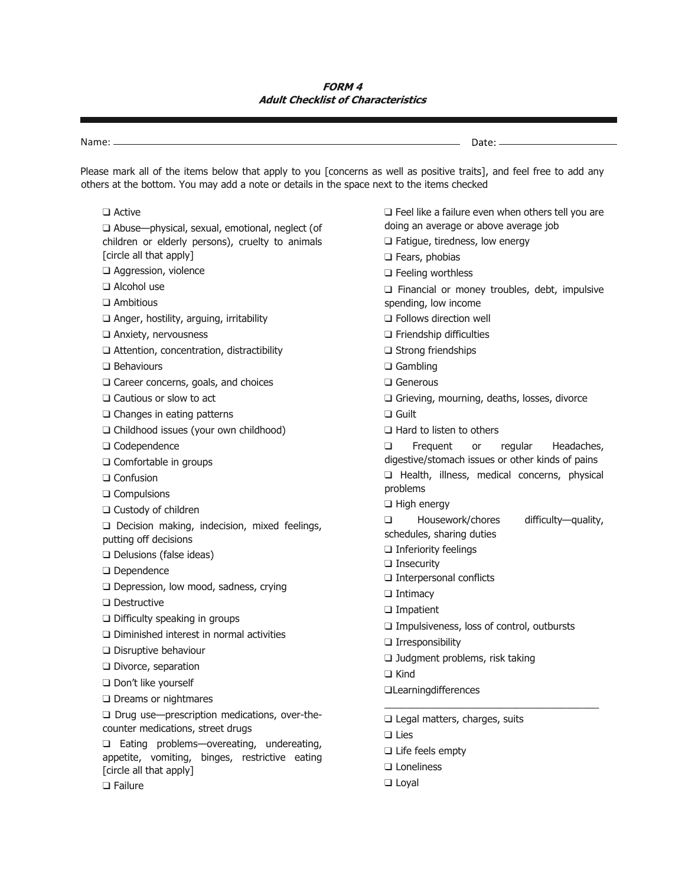***FORM 4***
***Adult Checklist of Characteristics***

Name: ______________________________ Date: ______________

Please mark all of the items below that apply to you [concerns as well as positive traits], and feel free to add any others at the bottom. You may add a note or details in the space next to the items checked

❑ Active
❑ Abuse—physical, sexual, emotional, neglect (of children or elderly persons), cruelty to animals [circle all that apply]
❑ Aggression, violence
❑ Alcohol use
❑ Ambitious
❑ Anger, hostility, arguing, irritability
❑ Anxiety, nervousness
❑ Attention, concentration, distractibility
❑ Behaviours
❑ Career concerns, goals, and choices
❑ Cautious or slow to act
❑ Changes in eating patterns
❑ Childhood issues (your own childhood)
❑ Codependence
❑ Comfortable in groups
❑ Confusion
❑ Compulsions
❑ Custody of children
❑ Decision making, indecision, mixed feelings, putting off decisions
❑ Delusions (false ideas)
❑ Dependence
❑ Depression, low mood, sadness, crying
❑ Destructive
❑ Difficulty speaking in groups
❑ Diminished interest in normal activities
❑ Disruptive behaviour
❑ Divorce, separation
❑ Don't like yourself
❑ Dreams or nightmares
❑ Drug use—prescription medications, over-the-counter medications, street drugs
❑ Eating problems—overeating, undereating, appetite, vomiting, binges, restrictive eating [circle all that apply]
❑ Failure
❑ Feel like a failure even when others tell you are doing an average or above average job
❑ Fatigue, tiredness, low energy
❑ Fears, phobias
❑ Feeling worthless
❑ Financial or money troubles, debt, impulsive spending, low income
❑ Follows direction well
❑ Friendship difficulties
❑ Strong friendships
❑ Gambling
❑ Generous
❑ Grieving, mourning, deaths, losses, divorce
❑ Guilt
❑ Hard to listen to others
❑ Frequent or regular Headaches, digestive/stomach issues or other kinds of pains
❑ Health, illness, medical concerns, physical problems
❑ High energy
❑ Housework/chores difficulty—quality, schedules, sharing duties
❑ Inferiority feelings
❑ Insecurity
❑ Interpersonal conflicts
❑ Intimacy
❑ Impatient
❑ Impulsiveness, loss of control, outbursts
❑ Irresponsibility
❑ Judgment problems, risk taking
❑ Kind
❑Learningdifferences
_________________________________________
❑ Legal matters, charges, suits
❑ Lies
❑ Life feels empty
❑ Loneliness
❑ Loyal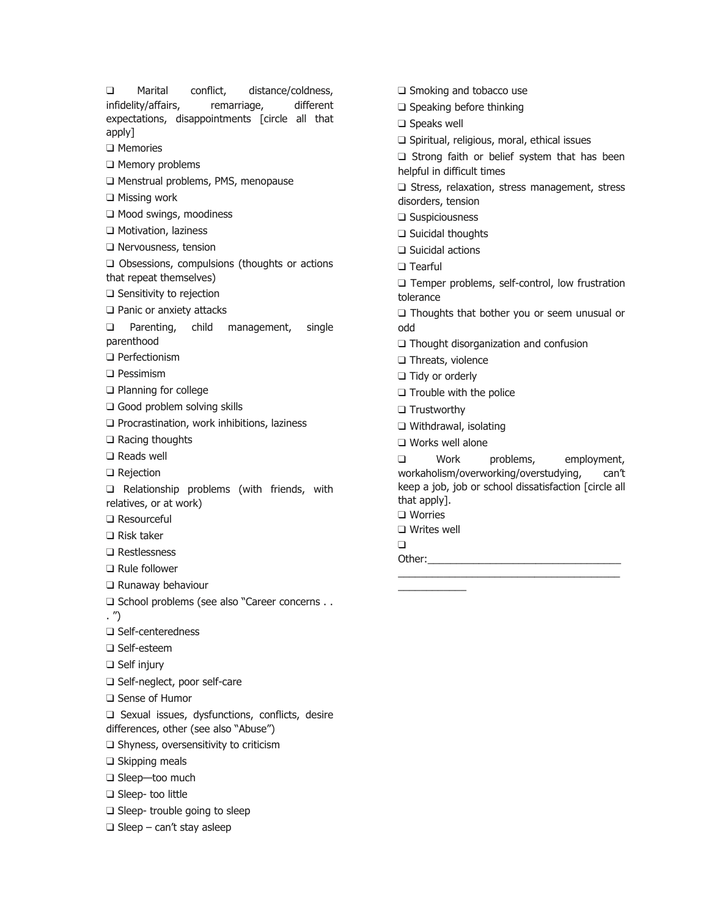- ❑ Marital conflict, distance/coldness, infidelity/affairs, remarriage, different expectations, disappointments [circle all that apply]
- ❑ Memories
- ❑ Memory problems
- ❑ Menstrual problems, PMS, menopause
- ❑ Missing work
- ❑ Mood swings, moodiness
- ❑ Motivation, laziness
- ❑ Nervousness, tension
- ❑ Obsessions, compulsions (thoughts or actions that repeat themselves)
- ❑ Sensitivity to rejection
- ❑ Panic or anxiety attacks
- ❑ Parenting, child management, single parenthood
- ❑ Perfectionism
- ❑ Pessimism
- ❑ Planning for college
- ❑ Good problem solving skills
- ❑ Procrastination, work inhibitions, laziness
- ❑ Racing thoughts
- ❑ Reads well
- ❑ Rejection
- ❑ Relationship problems (with friends, with relatives, or at work)
- ❑ Resourceful
- ❑ Risk taker
- ❑ Restlessness
- ❑ Rule follower
- ❑ Runaway behaviour
- ❑ School problems (see also "Career concerns . . . ")
- ❑ Self-centeredness
- ❑ Self-esteem
- ❑ Self injury
- ❑ Self-neglect, poor self-care
- ❑ Sense of Humor
- ❑ Sexual issues, dysfunctions, conflicts, desire differences, other (see also "Abuse")
- ❑ Shyness, oversensitivity to criticism
- ❑ Skipping meals
- ❑ Sleep—too much
- ❑ Sleep- too little
- ❑ Sleep- trouble going to sleep
- ❑ Sleep – can't stay asleep
- ❑ Smoking and tobacco use
- ❑ Speaking before thinking
- ❑ Speaks well
- ❑ Spiritual, religious, moral, ethical issues
- ❑ Strong faith or belief system that has been helpful in difficult times
- ❑ Stress, relaxation, stress management, stress disorders, tension
- ❑ Suspiciousness
- ❑ Suicidal thoughts
- ❑ Suicidal actions
- ❑ Tearful
- ❑ Temper problems, self-control, low frustration tolerance
- ❑ Thoughts that bother you or seem unusual or odd
- ❑ Thought disorganization and confusion
- ❑ Threats, violence
- ❑ Tidy or orderly
- ❑ Trouble with the police
- ❑ Trustworthy
- ❑ Withdrawal, isolating
- ❑ Works well alone
- ❑ Work problems, employment, workaholism/overworking/overstudying, can't keep a job, job or school dissatisfaction [circle all that apply].
- ❑ Worries
- ❑ Writes well
- ❑ Other:__________________________________ ________________________________________ ____________